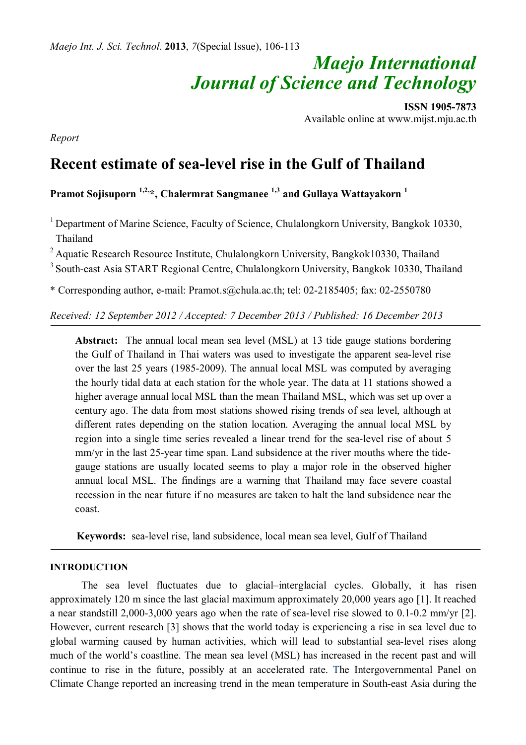*Maejo International Journal of Science and Technology*

**ISSN 1905-7873**
Available online at www.mijst.mju.ac.th

*Report*

# Recent estimate of sea-level rise in the Gulf of Thailand

**Pramot Sojisuporn [1,2,*], Chalermrat Sangmanee [1,3] and Gullaya Wattayakorn [1]**

[1] Department of Marine Science, Faculty of Science, Chulalongkorn University, Bangkok 10330, Thailand

[2] Aquatic Research Resource Institute, Chulalongkorn University, Bangkok10330, Thailand

[3] South-east Asia START Regional Centre, Chulalongkorn University, Bangkok 10330, Thailand

\* Corresponding author, e-mail: Pramot.s@chula.ac.th; tel: 02-2185405; fax: 02-2550780

*Received: 12 September 2012 / Accepted: 7 December 2013 / Published: 16 December 2013*

---

**Abstract:** The annual local mean sea level (MSL) at 13 tide gauge stations bordering the Gulf of Thailand in Thai waters was used to investigate the apparent sea-level rise over the last 25 years (1985-2009). The annual local MSL was computed by averaging the hourly tidal data at each station for the whole year. The data at 11 stations showed a higher average annual local MSL than the mean Thailand MSL, which was set up over a century ago. The data from most stations showed rising trends of sea level, although at different rates depending on the station location. Averaging the annual local MSL by region into a single time series revealed a linear trend for the sea-level rise of about 5 mm/yr in the last 25-year time span. Land subsidence at the river mouths where the tide-gauge stations are usually located seems to play a major role in the observed higher annual local MSL. The findings are a warning that Thailand may face severe coastal recession in the near future if no measures are taken to halt the land subsidence near the coast.

**Keywords:** sea-level rise, land subsidence, local mean sea level, Gulf of Thailand

---

## INTRODUCTION

The sea level fluctuates due to glacial–interglacial cycles. Globally, it has risen approximately 120 m since the last glacial maximum approximately 20,000 years ago [1]. It reached a near standstill 2,000-3,000 years ago when the rate of sea-level rise slowed to 0.1-0.2 mm/yr [2]. However, current research [3] shows that the world today is experiencing a rise in sea level due to global warming caused by human activities, which will lead to substantial sea-level rises along much of the world's coastline. The mean sea level (MSL) has increased in the recent past and will continue to rise in the future, possibly at an accelerated rate. The Intergovernmental Panel on Climate Change reported an increasing trend in the mean temperature in South-east Asia during the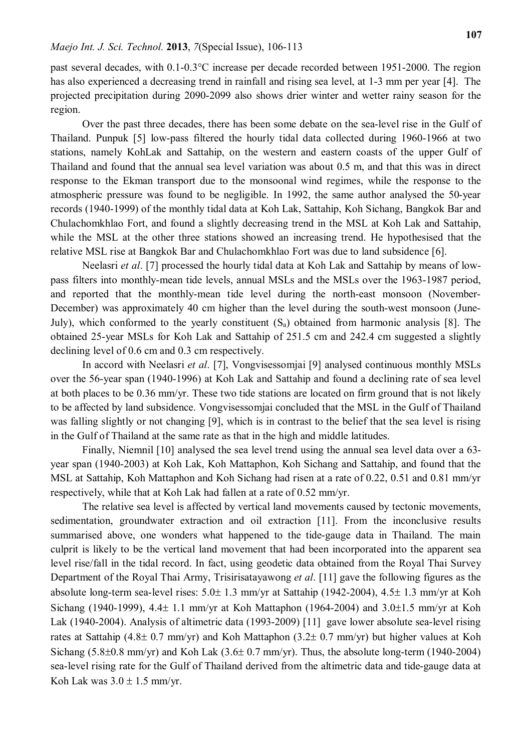past several decades, with 0.1-0.3°C increase per decade recorded between 1951-2000. The region has also experienced a decreasing trend in rainfall and rising sea level, at 1-3 mm per year [4]. The projected precipitation during 2090-2099 also shows drier winter and wetter rainy season for the region.

Over the past three decades, there has been some debate on the sea-level rise in the Gulf of Thailand. Punpuk [5] low-pass filtered the hourly tidal data collected during 1960-1966 at two stations, namely KohLak and Sattahip, on the western and eastern coasts of the upper Gulf of Thailand and found that the annual sea level variation was about 0.5 m, and that this was in direct response to the Ekman transport due to the monsoonal wind regimes, while the response to the atmospheric pressure was found to be negligible. In 1992, the same author analysed the 50-year records (1940-1999) of the monthly tidal data at Koh Lak, Sattahip, Koh Sichang, Bangkok Bar and Chulachomkhlao Fort, and found a slightly decreasing trend in the MSL at Koh Lak and Sattahip, while the MSL at the other three stations showed an increasing trend. He hypothesised that the relative MSL rise at Bangkok Bar and Chulachomkhlao Fort was due to land subsidence [6].

Neelasri *et al*. [7] processed the hourly tidal data at Koh Lak and Sattahip by means of low-pass filters into monthly-mean tide levels, annual MSLs and the MSLs over the 1963-1987 period, and reported that the monthly-mean tide level during the north-east monsoon (November-December) was approximately 40 cm higher than the level during the south-west monsoon (June-July), which conformed to the yearly constituent ($S_a$) obtained from harmonic analysis [8]. The obtained 25-year MSLs for Koh Lak and Sattahip of 251.5 cm and 242.4 cm suggested a slightly declining level of 0.6 cm and 0.3 cm respectively.

In accord with Neelasri *et al*. [7], Vongvisessomjai [9] analysed continuous monthly MSLs over the 56-year span (1940-1996) at Koh Lak and Sattahip and found a declining rate of sea level at both places to be 0.36 mm/yr. These two tide stations are located on firm ground that is not likely to be affected by land subsidence. Vongvisessomjai concluded that the MSL in the Gulf of Thailand was falling slightly or not changing [9], which is in contrast to the belief that the sea level is rising in the Gulf of Thailand at the same rate as that in the high and middle latitudes.

Finally, Niemnil [10] analysed the sea level trend using the annual sea level data over a 63-year span (1940-2003) at Koh Lak, Koh Mattaphon, Koh Sichang and Sattahip, and found that the MSL at Sattahip, Koh Mattaphon and Koh Sichang had risen at a rate of 0.22, 0.51 and 0.81 mm/yr respectively, while that at Koh Lak had fallen at a rate of 0.52 mm/yr.

The relative sea level is affected by vertical land movements caused by tectonic movements, sedimentation, groundwater extraction and oil extraction [11]. From the inconclusive results summarised above, one wonders what happened to the tide-gauge data in Thailand. The main culprit is likely to be the vertical land movement that had been incorporated into the apparent sea level rise/fall in the tidal record. In fact, using geodetic data obtained from the Royal Thai Survey Department of the Royal Thai Army, Trisirisatayawong *et al*. [11] gave the following figures as the absolute long-term sea-level rises: 5.0± 1.3 mm/yr at Sattahip (1942-2004), 4.5± 1.3 mm/yr at Koh Sichang (1940-1999), 4.4± 1.1 mm/yr at Koh Mattaphon (1964-2004) and 3.0±1.5 mm/yr at Koh Lak (1940-2004). Analysis of altimetric data (1993-2009) [11] gave lower absolute sea-level rising rates at Sattahip (4.8± 0.7 mm/yr) and Koh Mattaphon (3.2± 0.7 mm/yr) but higher values at Koh Sichang (5.8±0.8 mm/yr) and Koh Lak (3.6± 0.7 mm/yr). Thus, the absolute long-term (1940-2004) sea-level rising rate for the Gulf of Thailand derived from the altimetric data and tide-gauge data at Koh Lak was 3.0 ± 1.5 mm/yr.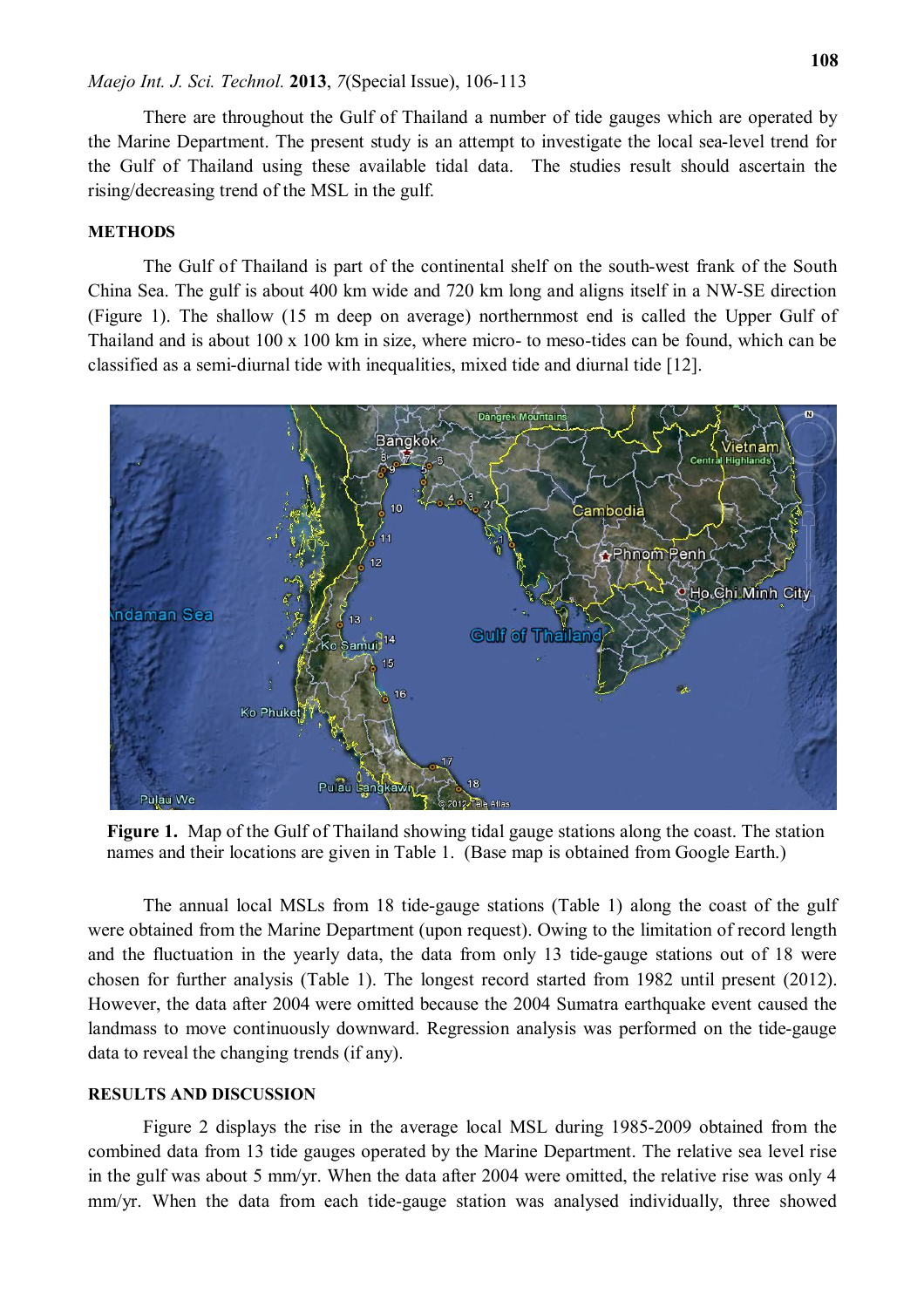There are throughout the Gulf of Thailand a number of tide gauges which are operated by the Marine Department. The present study is an attempt to investigate the local sea-level trend for the Gulf of Thailand using these available tidal data. The studies result should ascertain the rising/decreasing trend of the MSL in the gulf.

## METHODS

The Gulf of Thailand is part of the continental shelf on the south-west frank of the South China Sea. The gulf is about 400 km wide and 720 km long and aligns itself in a NW-SE direction (Figure 1). The shallow (15 m deep on average) northernmost end is called the Upper Gulf of Thailand and is about 100 x 100 km in size, where micro- to meso-tides can be found, which can be classified as a semi-diurnal tide with inequalities, mixed tide and diurnal tide [12].

**Figure 1.** Map of the Gulf of Thailand showing tidal gauge stations along the coast. The station names and their locations are given in Table 1. (Base map is obtained from Google Earth.)

The annual local MSLs from 18 tide-gauge stations (Table 1) along the coast of the gulf were obtained from the Marine Department (upon request). Owing to the limitation of record length and the fluctuation in the yearly data, the data from only 13 tide-gauge stations out of 18 were chosen for further analysis (Table 1). The longest record started from 1982 until present (2012). However, the data after 2004 were omitted because the 2004 Sumatra earthquake event caused the landmass to move continuously downward. Regression analysis was performed on the tide-gauge data to reveal the changing trends (if any).

## RESULTS AND DISCUSSION

Figure 2 displays the rise in the average local MSL during 1985-2009 obtained from the combined data from 13 tide gauges operated by the Marine Department. The relative sea level rise in the gulf was about 5 mm/yr. When the data after 2004 were omitted, the relative rise was only 4 mm/yr. When the data from each tide-gauge station was analysed individually, three showed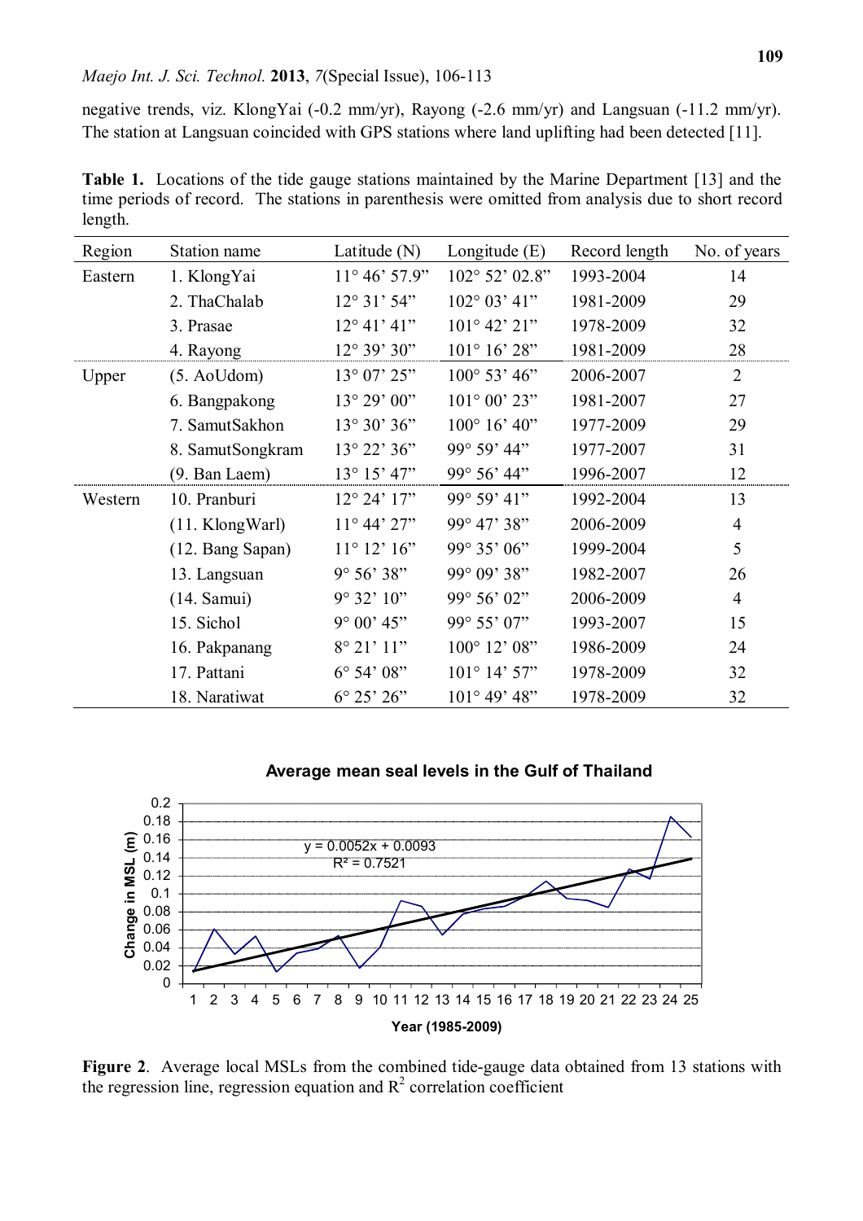negative trends, viz. KlongYai (-0.2 mm/yr), Rayong (-2.6 mm/yr) and Langsuan (-11.2 mm/yr). The station at Langsuan coincided with GPS stations where land uplifting had been detected [11].

**Table 1.** Locations of the tide gauge stations maintained by the Marine Department [13] and the time periods of record. The stations in parenthesis were omitted from analysis due to short record length.

| Region | Station name | Latitude (N) | Longitude (E) | Record length | No. of years |
|---|---|---|---|---|---|
| Eastern | 1. KlongYai | 11° 46' 57.9" | 102° 52' 02.8" | 1993-2004 | 14 |
| | 2. ThaChalab | 12° 31' 54" | 102° 03' 41" | 1981-2009 | 29 |
| | 3. Prasae | 12° 41' 41" | 101° 42' 21" | 1978-2009 | 32 |
| | 4. Rayong | 12° 39' 30" | 101° 16' 28" | 1981-2009 | 28 |
| Upper | (5. AoUdom) | 13° 07' 25" | 100° 53' 46" | 2006-2007 | 2 |
| | 6. Bangpakong | 13° 29' 00" | 101° 00' 23" | 1981-2007 | 27 |
| | 7. SamutSakhon | 13° 30' 36" | 100° 16' 40" | 1977-2009 | 29 |
| | 8. SamutSongkram | 13° 22' 36" | 99° 59' 44" | 1977-2007 | 31 |
| | (9. Ban Laem) | 13° 15' 47" | 99° 56' 44" | 1996-2007 | 12 |
| Western | 10. Pranburi | 12° 24' 17" | 99° 59' 41" | 1992-2004 | 13 |
| | (11. KlongWarl) | 11° 44' 27" | 99° 47' 38" | 2006-2009 | 4 |
| | (12. Bang Sapan) | 11° 12' 16" | 99° 35' 06" | 1999-2004 | 5 |
| | 13. Langsuan | 9° 56' 38" | 99° 09' 38" | 1982-2007 | 26 |
| | (14. Samui) | 9° 32' 10" | 99° 56' 02" | 2006-2009 | 4 |
| | 15. Sichol | 9° 00' 45" | 99° 55' 07" | 1993-2007 | 15 |
| | 16. Pakpanang | 8° 21' 11" | 100° 12' 08" | 1986-2009 | 24 |
| | 17. Pattani | 6° 54' 08" | 101° 14' 57" | 1978-2009 | 32 |
| | 18. Naratiwat | 6° 25' 26" | 101° 49' 48" | 1978-2009 | 32 |

**Figure 2.** Average local MSLs from the combined tide-gauge data obtained from 13 stations with the regression line, regression equation and $R^2$ correlation coefficient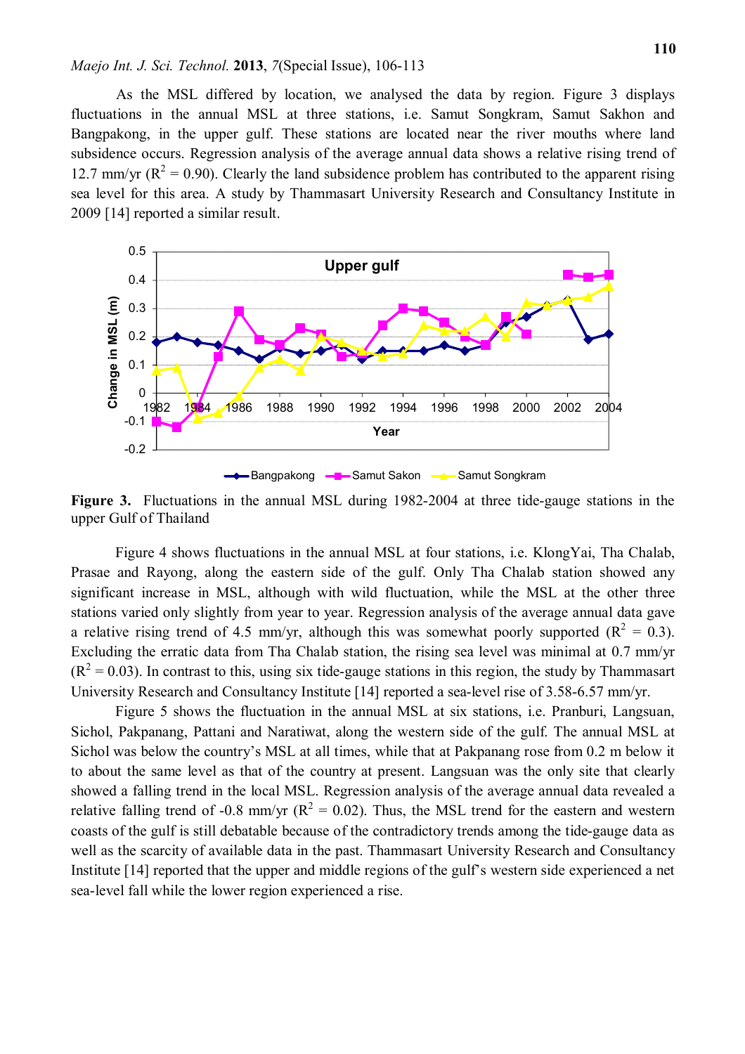As the MSL differed by location, we analysed the data by region. Figure 3 displays fluctuations in the annual MSL at three stations, i.e. Samut Songkram, Samut Sakhon and Bangpakong, in the upper gulf. These stations are located near the river mouths where land subsidence occurs. Regression analysis of the average annual data shows a relative rising trend of 12.7 mm/yr ($R^2$ = 0.90). Clearly the land subsidence problem has contributed to the apparent rising sea level for this area. A study by Thammasart University Research and Consultancy Institute in 2009 [14] reported a similar result.

**Figure 3.** Fluctuations in the annual MSL during 1982-2004 at three tide-gauge stations in the upper Gulf of Thailand

Figure 4 shows fluctuations in the annual MSL at four stations, i.e. KlongYai, Tha Chalab, Prasae and Rayong, along the eastern side of the gulf. Only Tha Chalab station showed any significant increase in MSL, although with wild fluctuation, while the MSL at the other three stations varied only slightly from year to year. Regression analysis of the average annual data gave a relative rising trend of 4.5 mm/yr, although this was somewhat poorly supported ($R^2$ = 0.3). Excluding the erratic data from Tha Chalab station, the rising sea level was minimal at 0.7 mm/yr ($R^2$ = 0.03). In contrast to this, using six tide-gauge stations in this region, the study by Thammasart University Research and Consultancy Institute [14] reported a sea-level rise of 3.58-6.57 mm/yr.

Figure 5 shows the fluctuation in the annual MSL at six stations, i.e. Pranburi, Langsuan, Sichol, Pakpanang, Pattani and Naratiwat, along the western side of the gulf. The annual MSL at Sichol was below the country's MSL at all times, while that at Pakpanang rose from 0.2 m below it to about the same level as that of the country at present. Langsuan was the only site that clearly showed a falling trend in the local MSL. Regression analysis of the average annual data revealed a relative falling trend of -0.8 mm/yr ($R^2$ = 0.02). Thus, the MSL trend for the eastern and western coasts of the gulf is still debatable because of the contradictory trends among the tide-gauge data as well as the scarcity of available data in the past. Thammasart University Research and Consultancy Institute [14] reported that the upper and middle regions of the gulf's western side experienced a net sea-level fall while the lower region experienced a rise.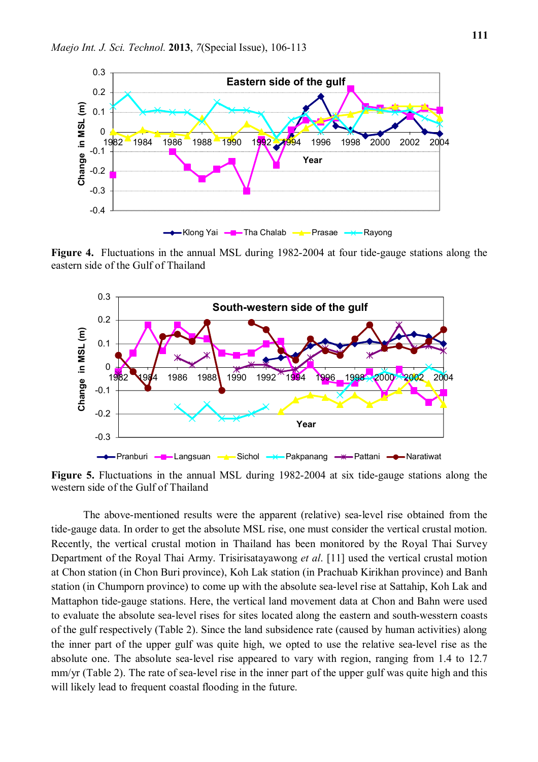**Figure 4.** Fluctuations in the annual MSL during 1982-2004 at four tide-gauge stations along the eastern side of the Gulf of Thailand

**Figure 5.** Fluctuations in the annual MSL during 1982-2004 at six tide-gauge stations along the western side of the Gulf of Thailand

The above-mentioned results were the apparent (relative) sea-level rise obtained from the tide-gauge data. In order to get the absolute MSL rise, one must consider the vertical crustal motion. Recently, the vertical crustal motion in Thailand has been monitored by the Royal Thai Survey Department of the Royal Thai Army. Trisirisatayawong *et al.* [11] used the vertical crustal motion at Chon station (in Chon Buri province), Koh Lak station (in Prachuab Kirikhan province) and Banh station (in Chumporn province) to come up with the absolute sea-level rise at Sattahip, Koh Lak and Mattaphon tide-gauge stations. Here, the vertical land movement data at Chon and Bahn were used to evaluate the absolute sea-level rises for sites located along the eastern and south-wesstern coasts of the gulf respectively (Table 2). Since the land subsidence rate (caused by human activities) along the inner part of the upper gulf was quite high, we opted to use the relative sea-level rise as the absolute one. The absolute sea-level rise appeared to vary with region, ranging from 1.4 to 12.7 mm/yr (Table 2). The rate of sea-level rise in the inner part of the upper gulf was quite high and this will likely lead to frequent coastal flooding in the future.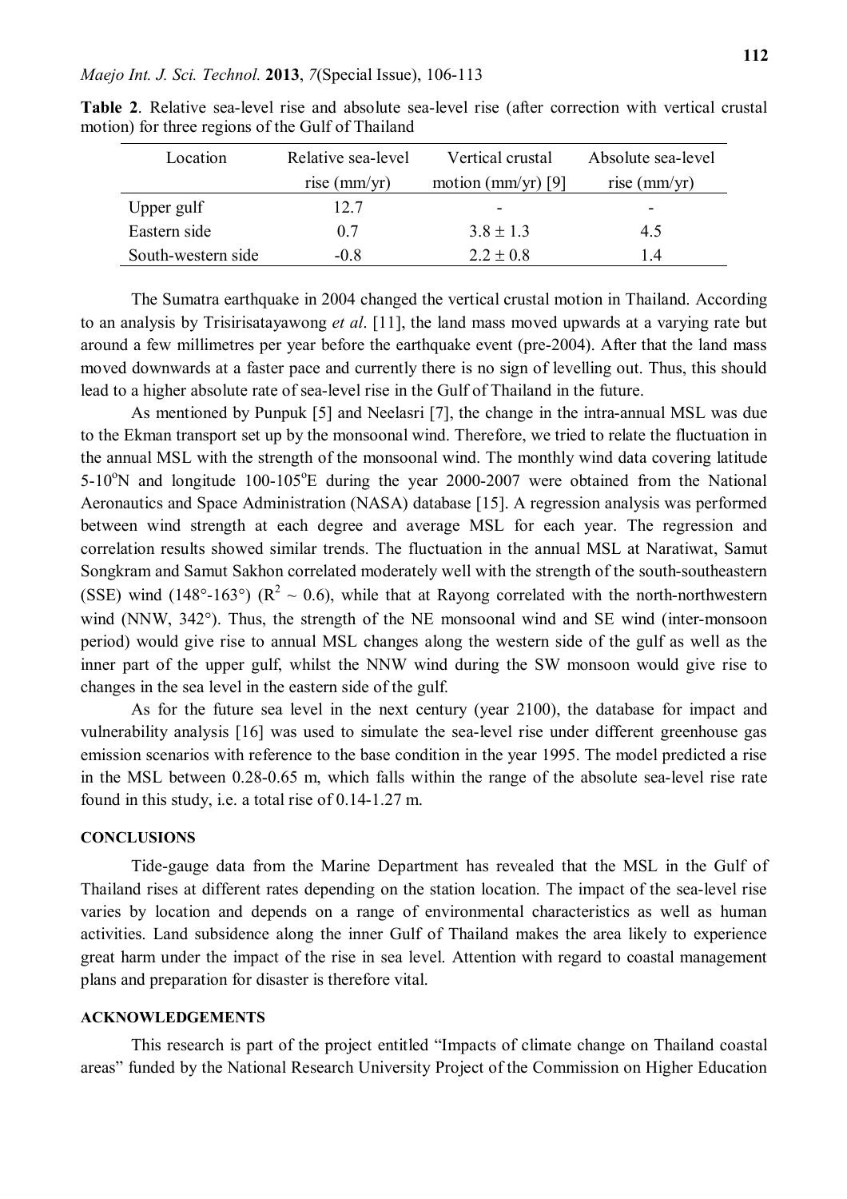**Table 2**. Relative sea-level rise and absolute sea-level rise (after correction with vertical crustal motion) for three regions of the Gulf of Thailand

| Location | Relative sea-level rise (mm/yr) | Vertical crustal motion (mm/yr) [9] | Absolute sea-level rise (mm/yr) |
|---|---|---|---|
| Upper gulf | 12.7 | - | - |
| Eastern side | 0.7 | 3.8 ± 1.3 | 4.5 |
| South-western side | -0.8 | 2.2 ± 0.8 | 1.4 |

The Sumatra earthquake in 2004 changed the vertical crustal motion in Thailand. According to an analysis by Trisirisatayawong *et al*. [11], the land mass moved upwards at a varying rate but around a few millimetres per year before the earthquake event (pre-2004). After that the land mass moved downwards at a faster pace and currently there is no sign of levelling out. Thus, this should lead to a higher absolute rate of sea-level rise in the Gulf of Thailand in the future.

As mentioned by Punpuk [5] and Neelasri [7], the change in the intra-annual MSL was due to the Ekman transport set up by the monsoonal wind. Therefore, we tried to relate the fluctuation in the annual MSL with the strength of the monsoonal wind. The monthly wind data covering latitude 5-10°N and longitude 100-105°E during the year 2000-2007 were obtained from the National Aeronautics and Space Administration (NASA) database [15]. A regression analysis was performed between wind strength at each degree and average MSL for each year. The regression and correlation results showed similar trends. The fluctuation in the annual MSL at Naratiwat, Samut Songkram and Samut Sakhon correlated moderately well with the strength of the south-southeastern (SSE) wind (148°-163°) ($R^2 \sim 0.6$), while that at Rayong correlated with the north-northwestern wind (NNW, 342°). Thus, the strength of the NE monsoonal wind and SE wind (inter-monsoon period) would give rise to annual MSL changes along the western side of the gulf as well as the inner part of the upper gulf, whilst the NNW wind during the SW monsoon would give rise to changes in the sea level in the eastern side of the gulf.

As for the future sea level in the next century (year 2100), the database for impact and vulnerability analysis [16] was used to simulate the sea-level rise under different greenhouse gas emission scenarios with reference to the base condition in the year 1995. The model predicted a rise in the MSL between 0.28-0.65 m, which falls within the range of the absolute sea-level rise rate found in this study, i.e. a total rise of 0.14-1.27 m.

## CONCLUSIONS

Tide-gauge data from the Marine Department has revealed that the MSL in the Gulf of Thailand rises at different rates depending on the station location. The impact of the sea-level rise varies by location and depends on a range of environmental characteristics as well as human activities. Land subsidence along the inner Gulf of Thailand makes the area likely to experience great harm under the impact of the rise in sea level. Attention with regard to coastal management plans and preparation for disaster is therefore vital.

## ACKNOWLEDGEMENTS

This research is part of the project entitled "Impacts of climate change on Thailand coastal areas" funded by the National Research University Project of the Commission on Higher Education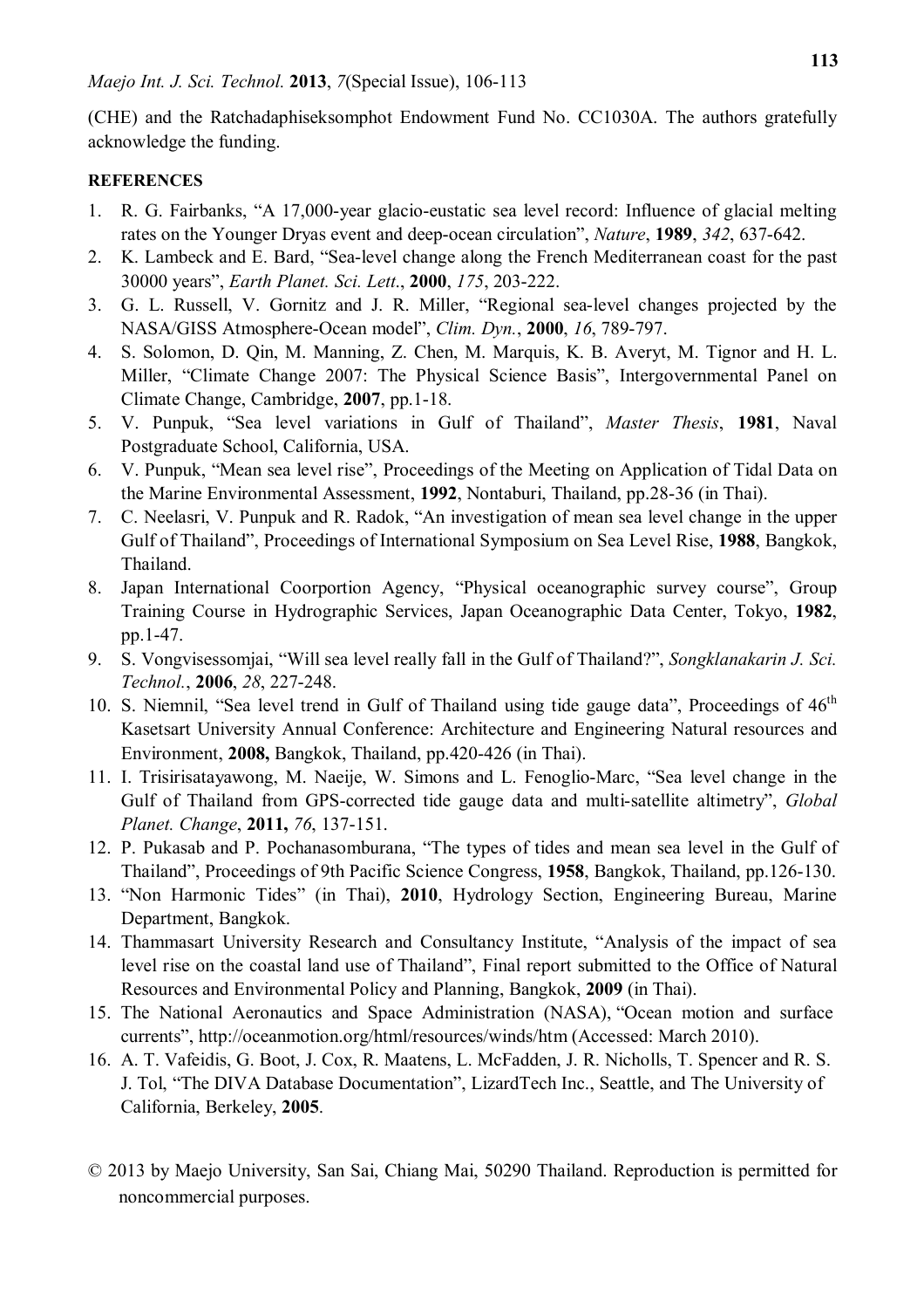(CHE) and the Ratchadaphiseksomphot Endowment Fund No. CC1030A. The authors gratefully acknowledge the funding.

**REFERENCES**

1. R. G. Fairbanks, "A 17,000-year glacio-eustatic sea level record: Influence of glacial melting rates on the Younger Dryas event and deep-ocean circulation", *Nature*, **1989**, *342*, 637-642.
2. K. Lambeck and E. Bard, "Sea-level change along the French Mediterranean coast for the past 30000 years", *Earth Planet. Sci. Lett*., **2000**, *175*, 203-222.
3. G. L. Russell, V. Gornitz and J. R. Miller, "Regional sea-level changes projected by the NASA/GISS Atmosphere-Ocean model", *Clim. Dyn.*, **2000**, *16*, 789-797.
4. S. Solomon, D. Qin, M. Manning, Z. Chen, M. Marquis, K. B. Averyt, M. Tignor and H. L. Miller, "Climate Change 2007: The Physical Science Basis", Intergovernmental Panel on Climate Change, Cambridge, **2007**, pp.1-18.
5. V. Punpuk, "Sea level variations in Gulf of Thailand", *Master Thesis*, **1981**, Naval Postgraduate School, California, USA.
6. V. Punpuk, "Mean sea level rise", Proceedings of the Meeting on Application of Tidal Data on the Marine Environmental Assessment, **1992**, Nontaburi, Thailand, pp.28-36 (in Thai).
7. C. Neelasri, V. Punpuk and R. Radok, "An investigation of mean sea level change in the upper Gulf of Thailand", Proceedings of International Symposium on Sea Level Rise, **1988**, Bangkok, Thailand.
8. Japan International Coorportion Agency, "Physical oceanographic survey course", Group Training Course in Hydrographic Services, Japan Oceanographic Data Center, Tokyo, **1982**, pp.1-47.
9. S. Vongvisessomjai, "Will sea level really fall in the Gulf of Thailand?", *Songklanakarin J. Sci. Technol.*, **2006**, *28*, 227-248.
10. S. Niemnil, "Sea level trend in Gulf of Thailand using tide gauge data", Proceedings of 46th Kasetsart University Annual Conference: Architecture and Engineering Natural resources and Environment, **2008,** Bangkok, Thailand, pp.420-426 (in Thai).
11. I. Trisirisatayawong, M. Naeije, W. Simons and L. Fenoglio-Marc, "Sea level change in the Gulf of Thailand from GPS-corrected tide gauge data and multi-satellite altimetry", *Global Planet. Change*, **2011,** *76*, 137-151.
12. P. Pukasab and P. Pochanasomburana, "The types of tides and mean sea level in the Gulf of Thailand", Proceedings of 9th Pacific Science Congress, **1958**, Bangkok, Thailand, pp.126-130.
13. "Non Harmonic Tides" (in Thai), **2010**, Hydrology Section, Engineering Bureau, Marine Department, Bangkok.
14. Thammasart University Research and Consultancy Institute, "Analysis of the impact of sea level rise on the coastal land use of Thailand", Final report submitted to the Office of Natural Resources and Environmental Policy and Planning, Bangkok, **2009** (in Thai).
15. The National Aeronautics and Space Administration (NASA), "Ocean motion and surface currents", http://oceanmotion.org/html/resources/winds/htm (Accessed: March 2010).
16. A. T. Vafeidis, G. Boot, J. Cox, R. Maatens, L. McFadden, J. R. Nicholls, T. Spencer and R. S. J. Tol, "The DIVA Database Documentation", LizardTech Inc., Seattle, and The University of California, Berkeley, **2005**.

© 2013 by Maejo University, San Sai, Chiang Mai, 50290 Thailand. Reproduction is permitted for noncommercial purposes.